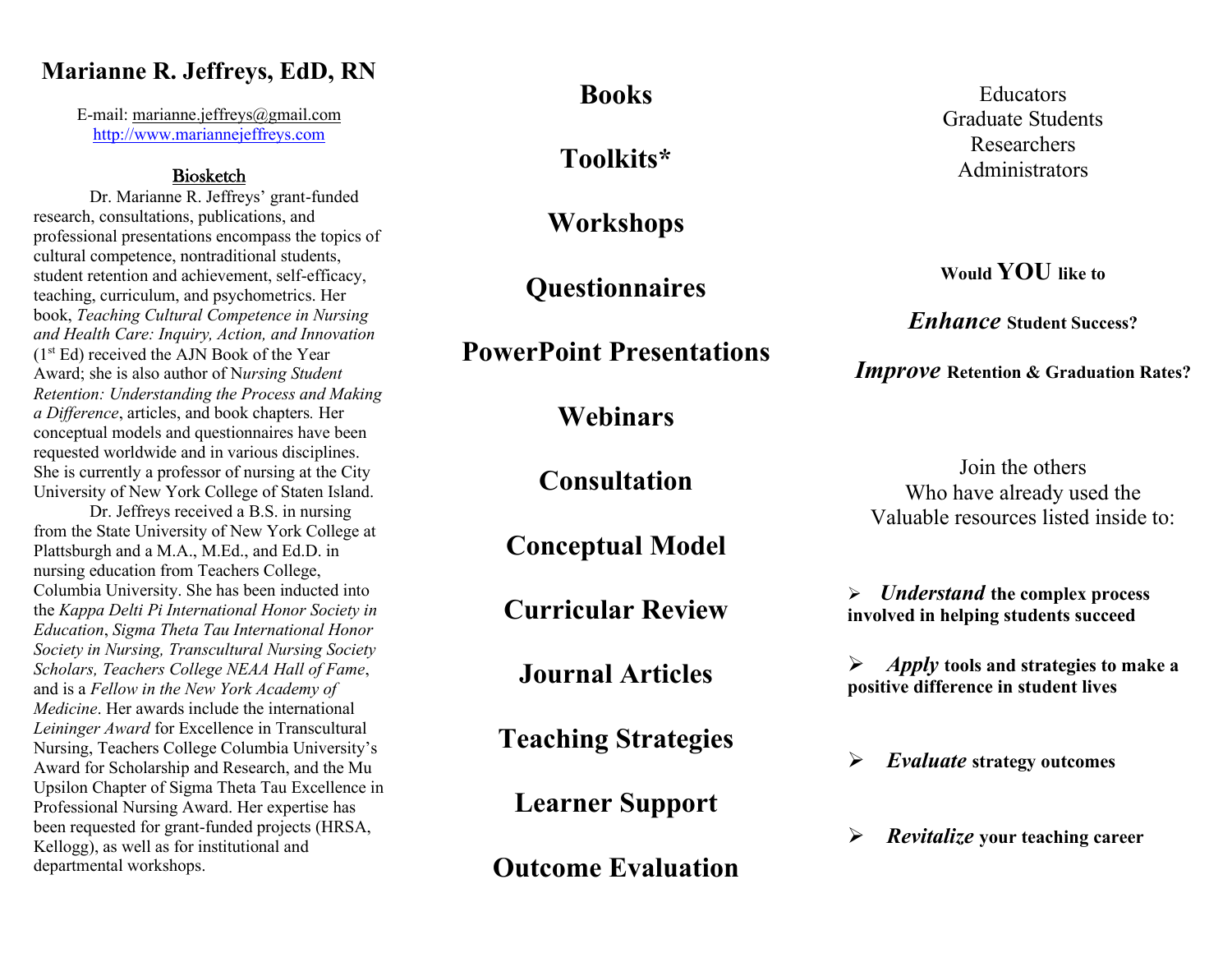# Marianne R. Jeffreys, EdD, RN

E-mail: marianne.jeffreys@gmail.com
http://www.mariannejeffreys.com

## Biosketch

Dr. Marianne R. Jeffreys' grant-funded research, consultations, publications, and professional presentations encompass the topics of cultural competence, nontraditional students, student retention and achievement, self-efficacy, teaching, curriculum, and psychometrics. Her book, *Teaching Cultural Competence in Nursing and Health Care: Inquiry, Action, and Innovation* (1st Ed) received the AJN Book of the Year Award; she is also author of N*ursing Student Retention: Understanding the Process and Making a Difference*, articles, and book chapters. Her conceptual models and questionnaires have been requested worldwide and in various disciplines. She is currently a professor of nursing at the City University of New York College of Staten Island.

Dr. Jeffreys received a B.S. in nursing from the State University of New York College at Plattsburgh and a M.A., M.Ed., and Ed.D. in nursing education from Teachers College, Columbia University. She has been inducted into the *Kappa Delti Pi International Honor Society in Education*, *Sigma Theta Tau International Honor Society in Nursing, Transcultural Nursing Society Scholars, Teachers College NEAA Hall of Fame*, and is a *Fellow in the New York Academy of Medicine*. Her awards include the international *Leininger Award* for Excellence in Transcultural Nursing, Teachers College Columbia University's Award for Scholarship and Research, and the Mu Upsilon Chapter of Sigma Theta Tau Excellence in Professional Nursing Award. Her expertise has been requested for grant-funded projects (HRSA, Kellogg), as well as for institutional and departmental workshops.

**Books**

**Toolkits***

**Workshops**

**Questionnaires**

**PowerPoint Presentations**

**Webinars**

**Consultation**

**Conceptual Model**

**Curricular Review**

**Journal Articles**

**Teaching Strategies**

**Learner Support**

**Outcome Evaluation**

Educators
Graduate Students
Researchers
Administrators

**Would YOU like to**

***Enhance* Student Success?**

***Improve* Retention & Graduation Rates?**

Join the others
Who have already used the
Valuable resources listed inside to:

- ***Understand* the complex process involved in helping students succeed**
- ***Apply* tools and strategies to make a positive difference in student lives**
- ***Evaluate* strategy outcomes**
- ***Revitalize* your teaching career**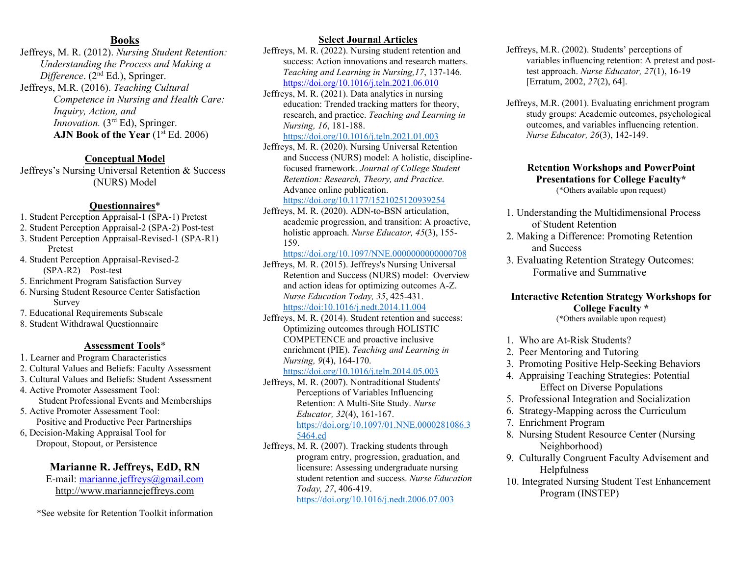## Books

Jeffreys, M. R. (2012). *Nursing Student Retention: Understanding the Process and Making a Difference*. (2nd Ed.), Springer.

Jeffreys, M.R. (2016). *Teaching Cultural Competence in Nursing and Health Care: Inquiry, Action, and Innovation.* (3rd Ed), Springer. **AJN Book of the Year** (1st Ed. 2006)

## Conceptual Model

Jeffreys's Nursing Universal Retention & Success (NURS) Model

## Questionnaires*

1. Student Perception Appraisal-1 (SPA-1) Pretest
2. Student Perception Appraisal-2 (SPA-2) Post-test
3. Student Perception Appraisal-Revised-1 (SPA-R1) Pretest
4. Student Perception Appraisal-Revised-2 (SPA-R2) – Post-test
5. Enrichment Program Satisfaction Survey
6. Nursing Student Resource Center Satisfaction Survey
7. Educational Requirements Subscale
8. Student Withdrawal Questionnaire

## Assessment Tools*

1. Learner and Program Characteristics
2. Cultural Values and Beliefs: Faculty Assessment
3. Cultural Values and Beliefs: Student Assessment
4. Active Promoter Assessment Tool: Student Professional Events and Memberships
5. Active Promoter Assessment Tool: Positive and Productive Peer Partnerships
6, Decision-Making Appraisal Tool for Dropout, Stopout, or Persistence

### Marianne R. Jeffreys, EdD, RN

E-mail: marianne.jeffreys@gmail.com
http://www.mariannejeffreys.com

*See website for Retention Toolkit information

## Select Journal Articles

Jeffreys, M. R. (2022). Nursing student retention and success: Action innovations and research matters. *Teaching and Learning in Nursing,17*, 137-146. https://doi.org/10.1016/j.teln.2021.06.010

Jeffreys, M. R. (2021). Data analytics in nursing education: Trended tracking matters for theory, research, and practice. *Teaching and Learning in Nursing, 16*, 181-188. https://doi.org/10.1016/j.teln.2021.01.003

Jeffreys, M. R. (2020). Nursing Universal Retention and Success (NURS) model: A holistic, discipline-focused framework. *Journal of College Student Retention: Research, Theory, and Practice.* Advance online publication. https://doi.org/10.1177/1521025120939254

Jeffreys, M. R. (2020). ADN-to-BSN articulation, academic progression, and transition: A proactive, holistic approach. *Nurse Educator, 45*(3), 155-159. https://doi.org/10.1097/NNE.0000000000000708

Jeffreys, M. R. (2015). Jeffreys's Nursing Universal Retention and Success (NURS) model: Overview and action ideas for optimizing outcomes A-Z. *Nurse Education Today, 35*, 425-431. https://doi:10.1016/j.nedt.2014.11.004

Jeffreys, M. R. (2014). Student retention and success: Optimizing outcomes through HOLISTIC COMPETENCE and proactive inclusive enrichment (PIE). *Teaching and Learning in Nursing, 9*(4), 164-170. https://doi.org/10.1016/j.teln.2014.05.003

Jeffreys, M. R. (2007). Nontraditional Students' Perceptions of Variables Influencing Retention: A Multi-Site Study. *Nurse Educator, 32*(4), 161-167. https://doi.org/10.1097/01.NNE.0000281086.35464.ed

Jeffreys, M. R. (2007). Tracking students through program entry, progression, graduation, and licensure: Assessing undergraduate nursing student retention and success. *Nurse Education Today, 27*, 406-419. https://doi.org/10.1016/j.nedt.2006.07.003

Jeffreys, M.R. (2002). Students' perceptions of variables influencing retention: A pretest and post-test approach. *Nurse Educator, 27*(1), 16-19 [Erratum, 2002, *27*(2), 64].

Jeffreys, M.R. (2001). Evaluating enrichment program study groups: Academic outcomes, psychological outcomes, and variables influencing retention. *Nurse Educator, 26*(3), 142-149.

## Retention Workshops and PowerPoint Presentations for College Faculty*

(*Others available upon request)

1. Understanding the Multidimensional Process of Student Retention
2. Making a Difference: Promoting Retention and Success
3. Evaluating Retention Strategy Outcomes: Formative and Summative

## Interactive Retention Strategy Workshops for College Faculty *

(*Others available upon request)

1. Who are At-Risk Students?
2. Peer Mentoring and Tutoring
3. Promoting Positive Help-Seeking Behaviors
4. Appraising Teaching Strategies: Potential Effect on Diverse Populations
5. Professional Integration and Socialization
6. Strategy-Mapping across the Curriculum
7. Enrichment Program
8. Nursing Student Resource Center (Nursing Neighborhood)
9. Culturally Congruent Faculty Advisement and Helpfulness
10. Integrated Nursing Student Test Enhancement Program (INSTEP)